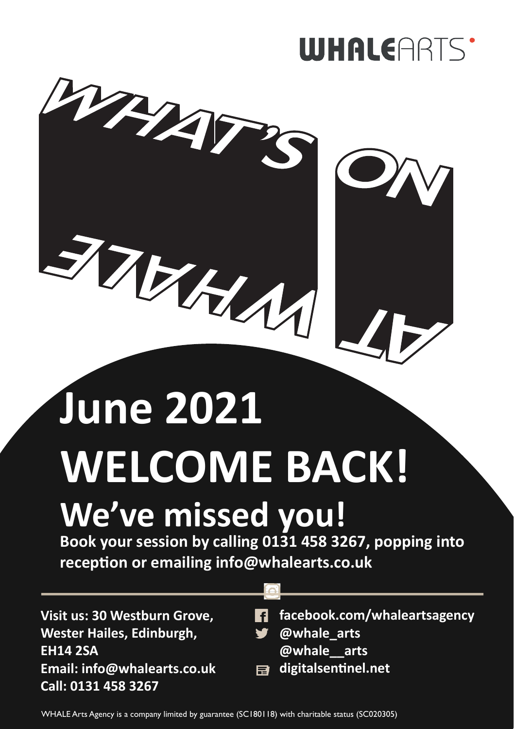WHALEARTS

# WHAT'S ON AT WHALE

# June 2021

# WELCOME BACK!

## We've missed you!

**Book your session by calling 0131 458 3267, popping into reception or emailing info@whalearts.co.uk**

**Visit us: 30 Westburn Grove, Wester Hailes, Edinburgh, EH14 2SA**
**Email: info@whalearts.co.uk**
**Call: 0131 458 3267**

**facebook.com/whaleartsagency**
**@whale_arts**
**@whale__arts**
**digitalsentinel.net**

WHALE Arts Agency is a company limited by guarantee (SC180118) with charitable status (SC020305)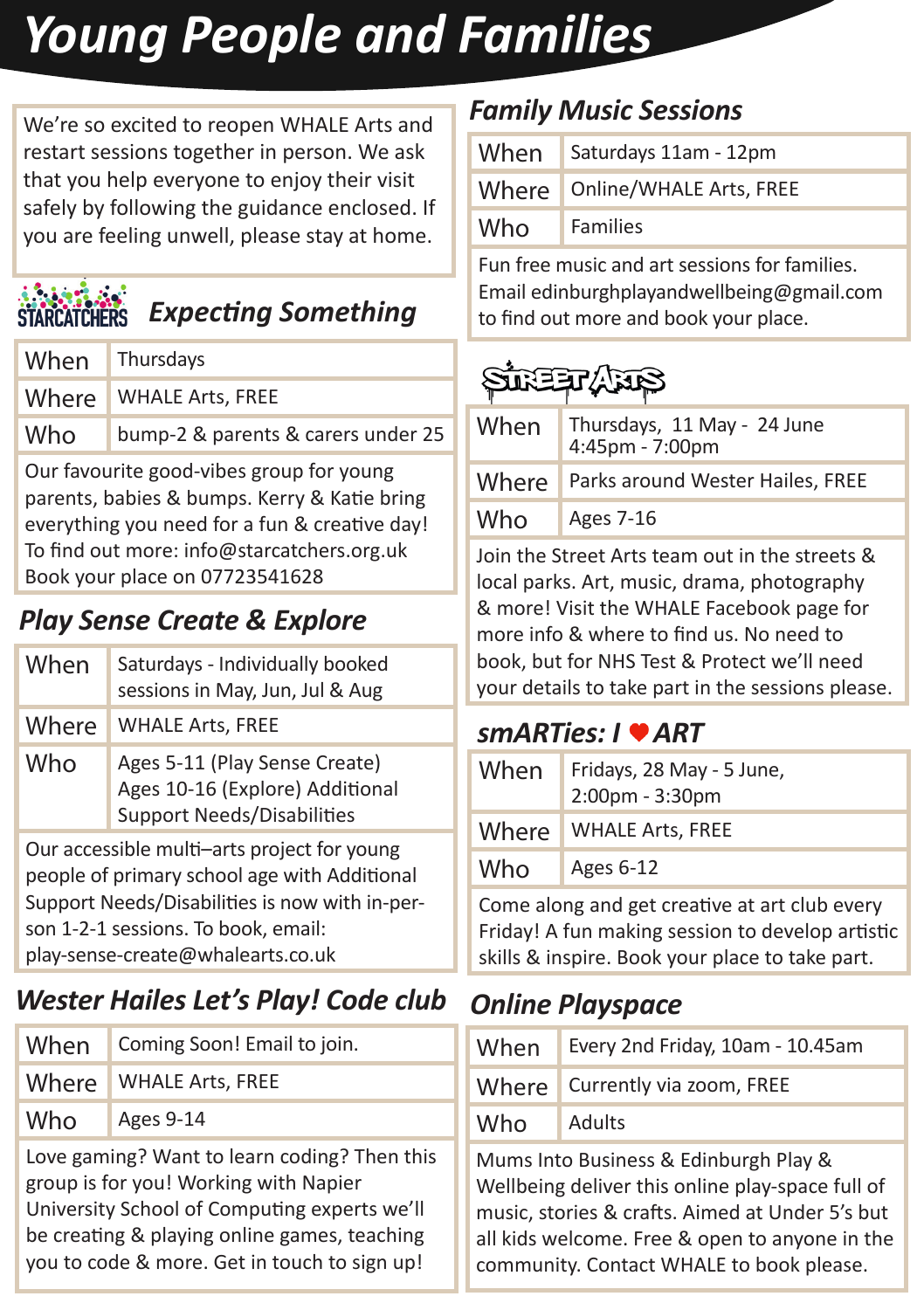# Young People and Families

We're so excited to reopen WHALE Arts and restart sessions together in person. We ask that you help everyone to enjoy their visit safely by following the guidance enclosed. If you are feeling unwell, please stay at home.

## STARCATCHERS *Expecting Something*

| When | Thursdays |
|---|---|
| Where | WHALE Arts, FREE |
| Who | bump-2 & parents & carers under 25 |

Our favourite good-vibes group for young parents, babies & bumps. Kerry & Katie bring everything you need for a fun & creative day! To find out more: info@starcatchers.org.uk Book your place on 07723541628

## *Play Sense Create & Explore*

| When | Saturdays - Individually booked sessions in May, Jun, Jul & Aug |
|---|---|
| Where | WHALE Arts, FREE |
| Who | Ages 5-11 (Play Sense Create) Ages 10-16 (Explore) Additional Support Needs/Disabilities |

Our accessible multi–arts project for young people of primary school age with Additional Support Needs/Disabilities is now with in-person 1-2-1 sessions. To book, email: play-sense-create@whalearts.co.uk

## *Wester Hailes Let's Play! Code club*

| When | Coming Soon! Email to join. |
|---|---|
| Where | WHALE Arts, FREE |
| Who | Ages 9-14 |

Love gaming? Want to learn coding? Then this group is for you! Working with Napier University School of Computing experts we'll be creating & playing online games, teaching you to code & more. Get in touch to sign up!

## *Family Music Sessions*

| When | Saturdays 11am - 12pm |
|---|---|
| Where | Online/WHALE Arts, FREE |
| Who | Families |

Fun free music and art sessions for families. Email edinburghplayandwellbeing@gmail.com to find out more and book your place.

## Street Arts

| When | Thursdays, 11 May - 24 June 4:45pm - 7:00pm |
|---|---|
| Where | Parks around Wester Hailes, FREE |
| Who | Ages 7-16 |

Join the Street Arts team out in the streets & local parks. Art, music, drama, photography & more! Visit the WHALE Facebook page for more info & where to find us. No need to book, but for NHS Test & Protect we'll need your details to take part in the sessions please.

## *smARTies: I ♥ ART*

| When | Fridays, 28 May - 5 June, 2:00pm - 3:30pm |
|---|---|
| Where | WHALE Arts, FREE |
| Who | Ages 6-12 |

Come along and get creative at art club every Friday! A fun making session to develop artistic skills & inspire. Book your place to take part.

## *Online Playspace*

| When | Every 2nd Friday, 10am - 10.45am |
|---|---|
| Where | Currently via zoom, FREE |
| Who | Adults |

Mums Into Business & Edinburgh Play & Wellbeing deliver this online play-space full of music, stories & crafts. Aimed at Under 5's but all kids welcome. Free & open to anyone in the community. Contact WHALE to book please.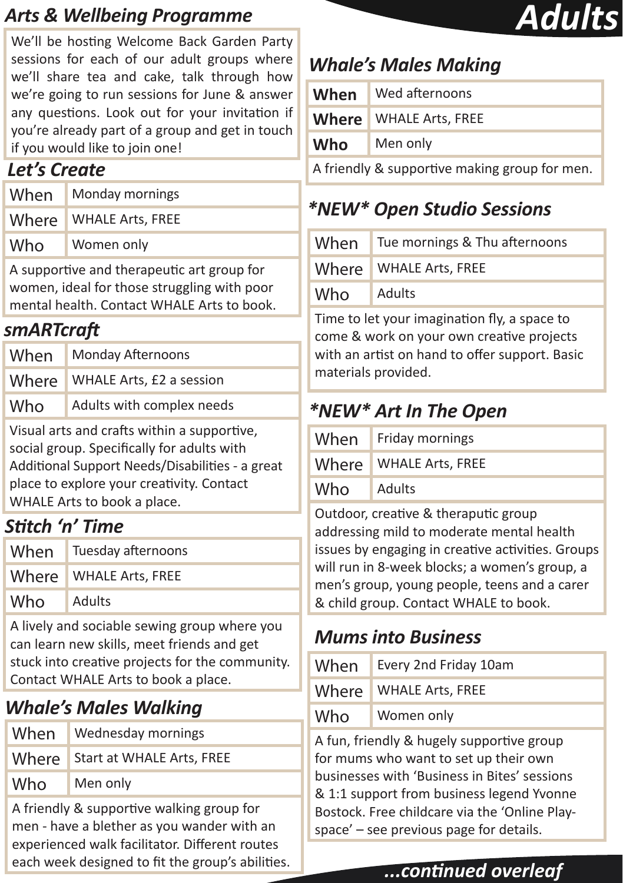# Adults

## Arts & Wellbeing Programme

We'll be hosting Welcome Back Garden Party sessions for each of our adult groups where we'll share tea and cake, talk through how we're going to run sessions for June & answer any questions. Look out for your invitation if you're already part of a group and get in touch if you would like to join one!

### Let's Create

| When | Monday mornings |
|---|---|
| Where | WHALE Arts, FREE |
| Who | Women only |

A supportive and therapeutic art group for women, ideal for those struggling with poor mental health. Contact WHALE Arts to book.

### smARTcraft

| When | Monday Afternoons |
|---|---|
| Where | WHALE Arts, £2 a session |
| Who | Adults with complex needs |

Visual arts and crafts within a supportive, social group. Specifically for adults with Additional Support Needs/Disabilities - a great place to explore your creativity. Contact WHALE Arts to book a place.

### Stitch 'n' Time

| When | Tuesday afternoons |
|---|---|
| Where | WHALE Arts, FREE |
| Who | Adults |

A lively and sociable sewing group where you can learn new skills, meet friends and get stuck into creative projects for the community. Contact WHALE Arts to book a place.

### Whale's Males Walking

| When | Wednesday mornings |
|---|---|
| Where | Start at WHALE Arts, FREE |
| Who | Men only |

A friendly & supportive walking group for men - have a blether as you wander with an experienced walk facilitator. Different routes each week designed to fit the group's abilities.

### Whale's Males Making

| When | Wed afternoons |
|---|---|
| Where | WHALE Arts, FREE |
| Who | Men only |

A friendly & supportive making group for men.

### *NEW* Open Studio Sessions

| When | Tue mornings & Thu afternoons |
|---|---|
| Where | WHALE Arts, FREE |
| Who | Adults |

Time to let your imagination fly, a space to come & work on your own creative projects with an artist on hand to offer support. Basic materials provided.

### *NEW* Art In The Open

| When | Friday mornings |
|---|---|
| Where | WHALE Arts, FREE |
| Who | Adults |

Outdoor, creative & theraputic group addressing mild to moderate mental health issues by engaging in creative activities. Groups will run in 8-week blocks; a women's group, a men's group, young people, teens and a carer & child group. Contact WHALE to book.

### Mums into Business

| When | Every 2nd Friday 10am |
|---|---|
| Where | WHALE Arts, FREE |
| Who | Women only |

A fun, friendly & hugely supportive group for mums who want to set up their own businesses with 'Business in Bites' sessions & 1:1 support from business legend Yvonne Bostock. Free childcare via the 'Online Play-space' – see previous page for details.

*...continued overleaf*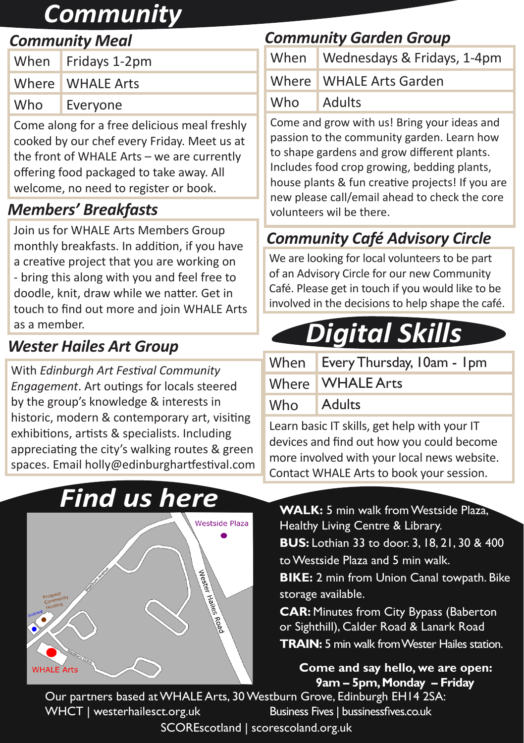# Community

## Community Meal

| | |
|---|---|
| When | Fridays 1-2pm |
| Where | WHALE Arts |
| Who | Everyone |

Come along for a free delicious meal freshly cooked by our chef every Friday. Meet us at the front of WHALE Arts – we are currently offering food packaged to take away. All welcome, no need to register or book.

## Members' Breakfasts

Join us for WHALE Arts Members Group monthly breakfasts. In addition, if you have a creative project that you are working on - bring this along with you and feel free to doodle, knit, draw while we natter. Get in touch to find out more and join WHALE Arts as a member.

## Wester Hailes Art Group

With *Edinburgh Art Festival Community Engagement*. Art outings for locals steered by the group's knowledge & interests in historic, modern & contemporary art, visiting exhibitions, artists & specialists. Including appreciating the city's walking routes & green spaces. Email holly@edinburghartfestival.com

## Community Garden Group

| | |
|---|---|
| When | Wednesdays & Fridays, 1-4pm |
| Where | WHALE Arts Garden |
| Who | Adults |

Come and grow with us! Bring your ideas and passion to the community garden. Learn how to shape gardens and grow different plants. Includes food crop growing, bedding plants, house plants & fun creative projects! If you are new please call/email ahead to check the core volunteers wil be there.

## Community Café Advisory Circle

We are looking for local volunteers to be part of an Advisory Circle for our new Community Café. Please get in touch if you would like to be involved in the decisions to help shape the café.

# Digital Skills

| | |
|---|---|
| When | Every Thursday, 10am - 1pm |
| Where | WHALE Arts |
| Who | Adults |

Learn basic IT skills, get help with your IT devices and find out how you could become more involved with your local news website. Contact WHALE Arts to book your session.

# Find us here

Westside Plaza
Westburn Avenue
Wester Hailes Road
Prospect Community Housing
Scotmid
Westburn Grove
WHALE Arts

**WALK:** 5 min walk from Westside Plaza, Healthy Living Centre & Library.

**BUS:** Lothian 33 to door. 3, 18, 21, 30 & 400 to Westside Plaza and 5 min walk.

**BIKE:** 2 min from Union Canal towpath. Bike storage available.

**CAR:** Minutes from City Bypass (Baberton or Sighthill), Calder Road & Lanark Road

**TRAIN:** 5 min walk from Wester Hailes station.

**Come and say hello, we are open: 9am – 5pm, Monday – Friday**

Our partners based at WHALE Arts, 30 Westburn Grove, Edinburgh EH14 2SA:
WHCT | westerhailesct.org.uk
Business Fives | bussinessfives.co.uk
SCOREscotland | scorescoland.org.uk